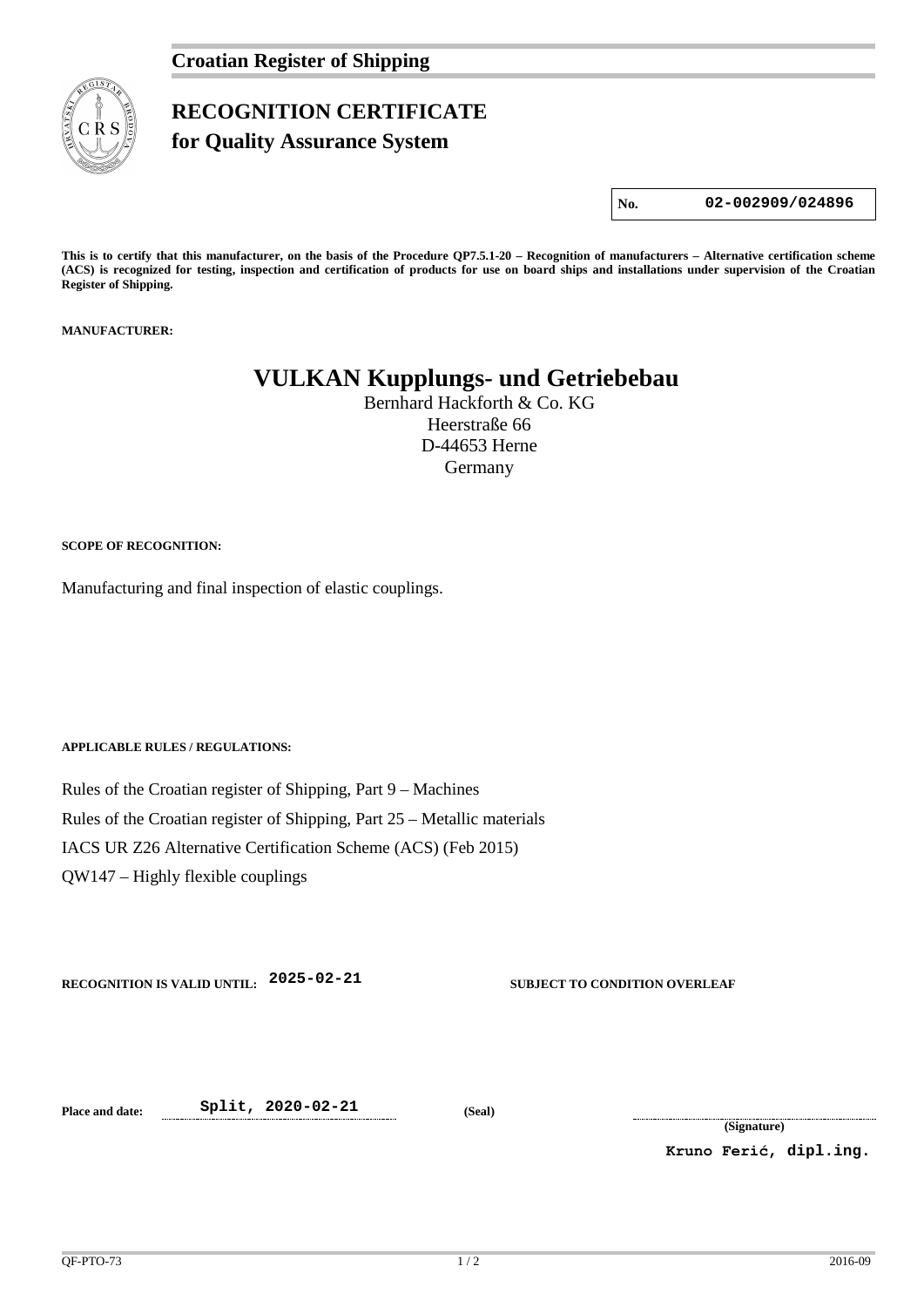**Croatian Register of Shipping**

# RECOGNITION CERTIFICATE
## for Quality Assurance System

| No. | 02-002909/024896 |
|---|---|

**This is to certify that this manufacturer, on the basis of the Procedure QP7.5.1-20 – Recognition of manufacturers – Alternative certification scheme (ACS) is recognized for testing, inspection and certification of products for use on board ships and installations under supervision of the Croatian Register of Shipping.**

**MANUFACTURER:**

**VULKAN Kupplungs- und Getriebebau**
Bernhard Hackforth & Co. KG
Heerstraße 66
D-44653 Herne
Germany

**SCOPE OF RECOGNITION:**

Manufacturing and final inspection of elastic couplings.

**APPLICABLE RULES / REGULATIONS:**

Rules of the Croatian register of Shipping, Part 9 – Machines

Rules of the Croatian register of Shipping, Part 25 – Metallic materials

IACS UR Z26 Alternative Certification Scheme (ACS) (Feb 2015)

QW147 – Highly flexible couplings

**RECOGNITION IS VALID UNTIL:** 2025-02-21 **SUBJECT TO CONDITION OVERLEAF**

**Place and date:** Split, 2020-02-21 **(Seal)**

**(Signature)**

Kruno Ferić, dipl.ing.

QF-PTO-73 2016-09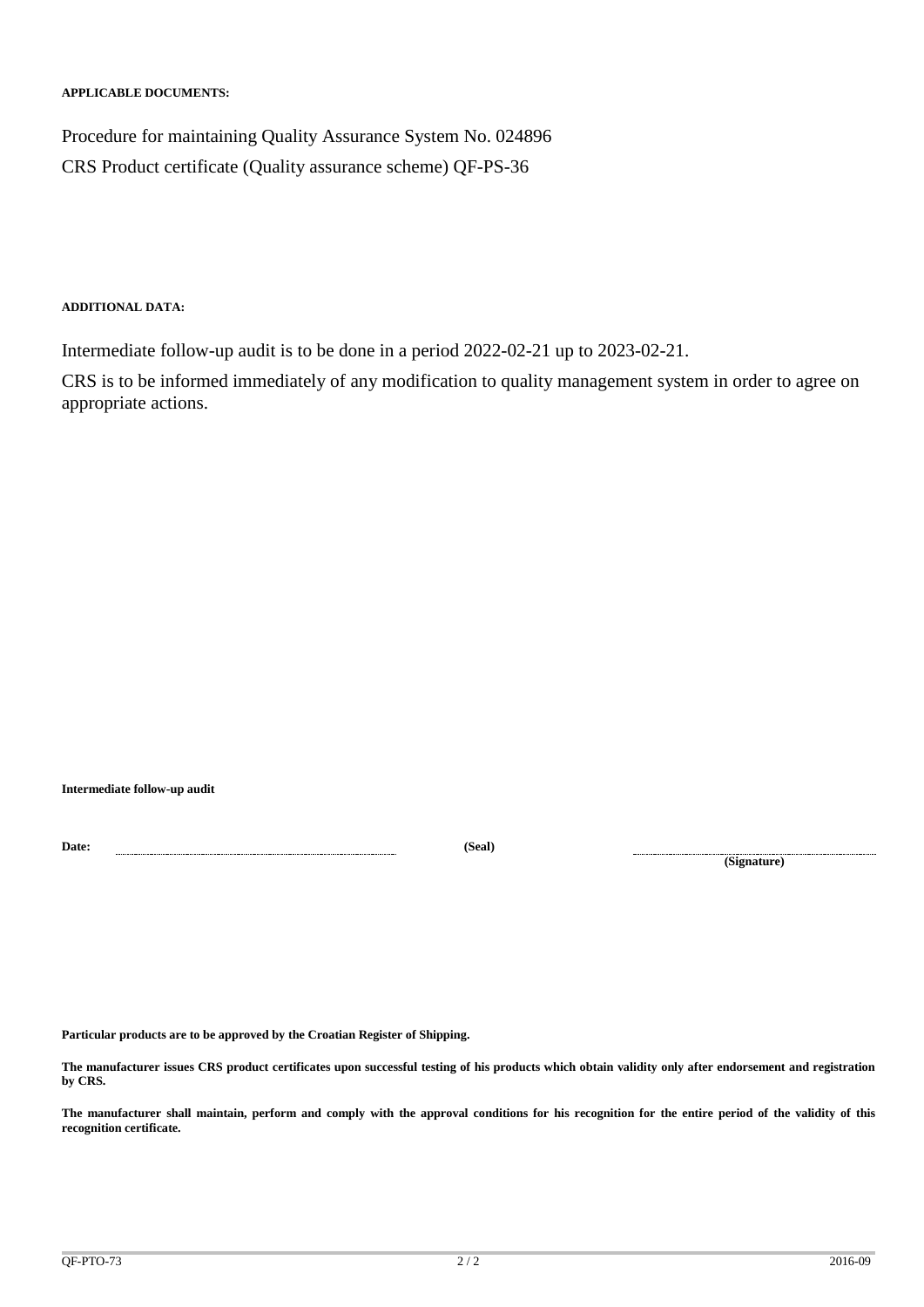**APPLICABLE DOCUMENTS:**

Procedure for maintaining Quality Assurance System No. 024896

CRS Product certificate (Quality assurance scheme) QF-PS-36

**ADDITIONAL DATA:**

Intermediate follow-up audit is to be done in a period 2022-02-21 up to 2023-02-21.

CRS is to be informed immediately of any modification to quality management system in order to agree on appropriate actions.

**Intermediate follow-up audit**

**Date:** .................................................. **(Seal)** ..................................................

**(Signature)**

**Particular products are to be approved by the Croatian Register of Shipping.**

**The manufacturer issues CRS product certificates upon successful testing of his products which obtain validity only after endorsement and registration by CRS.**

**The manufacturer shall maintain, perform and comply with the approval conditions for his recognition for the entire period of the validity of this recognition certificate.**

QF-PTO-73 2016-09